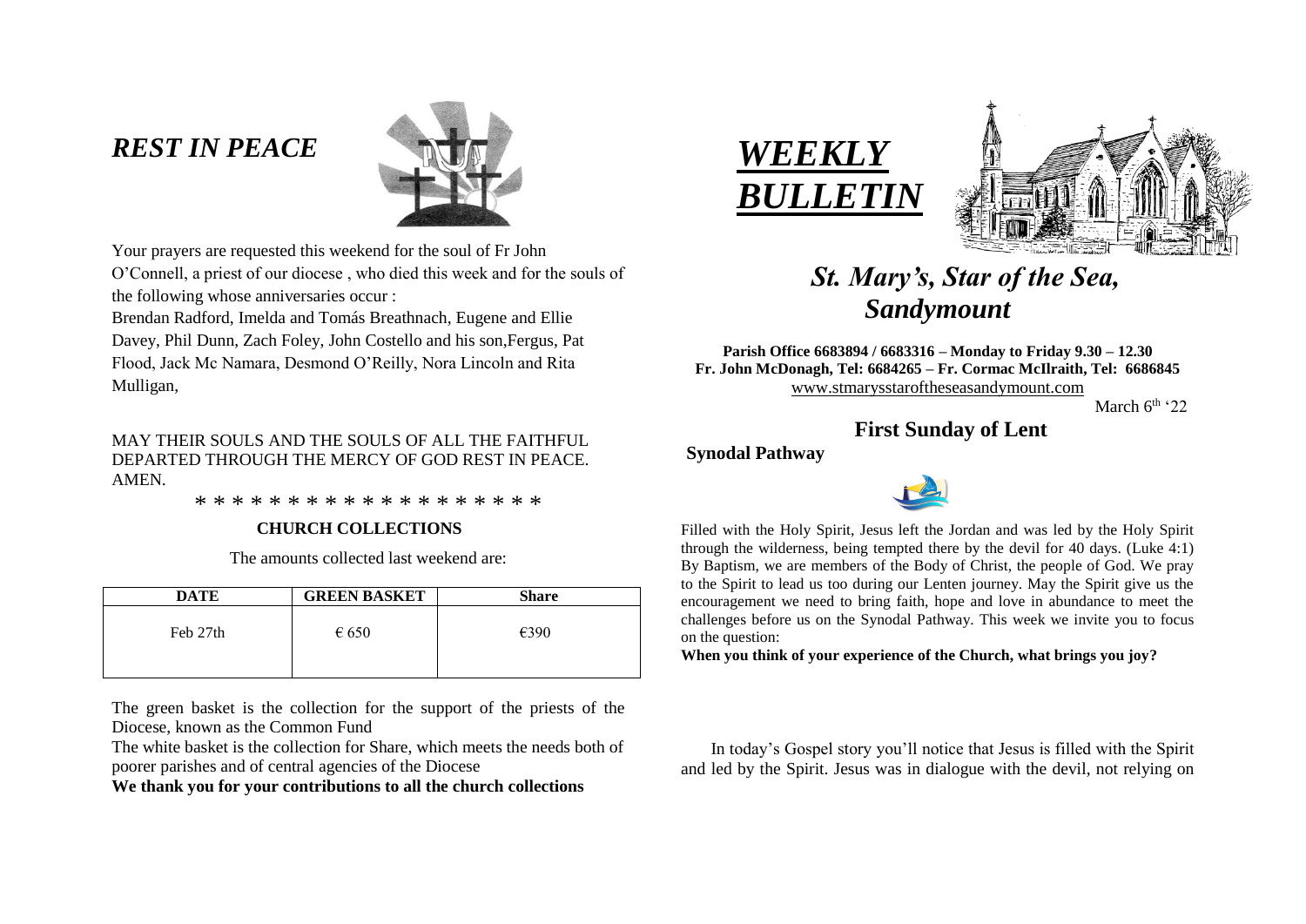## *REST IN PEACE*

Your prayers are requested this weekend for the soul of Fr John O'Connell, a priest of our diocese , who died this week and for the souls of the following whose anniversaries occur :

Brendan Radford, Imelda and Tomás Breathnach, Eugene and Ellie Davey, Phil Dunn, Zach Foley, John Costello and his son,Fergus, Pat Flood, Jack Mc Namara, Desmond O'Reilly, Nora Lincoln and Rita Mulligan,

MAY THEIR SOULS AND THE SOULS OF ALL THE FAITHFUL DEPARTED THROUGH THE MERCY OF GOD REST IN PEACE. AMEN.

* * * * * * * * * * * * * * * * * * *

**CHURCH COLLECTIONS**

The amounts collected last weekend are:

| DATE | GREEN BASKET | Share |
|---|---|---|
| Feb 27th | € 650 | €390 |

The green basket is the collection for the support of the priests of the Diocese, known as the Common Fund

The white basket is the collection for Share, which meets the needs both of poorer parishes and of central agencies of the Diocese

**We thank you for your contributions to all the church collections**

# *WEEKLY BULLETIN*

## *St. Mary's, Star of the Sea, Sandymount*

**Parish Office 6683894 / 6683316 – Monday to Friday 9.30 – 12.30**
**Fr. John McDonagh, Tel: 6684265 – Fr. Cormac McIlraith, Tel: 6686845**
www.stmarysstaroftheseasandymount.com

March 6th '22

## First Sunday of Lent

**Synodal Pathway**

Filled with the Holy Spirit, Jesus left the Jordan and was led by the Holy Spirit through the wilderness, being tempted there by the devil for 40 days. (Luke 4:1) By Baptism, we are members of the Body of Christ, the people of God. We pray to the Spirit to lead us too during our Lenten journey. May the Spirit give us the encouragement we need to bring faith, hope and love in abundance to meet the challenges before us on the Synodal Pathway. This week we invite you to focus on the question:

**When you think of your experience of the Church, what brings you joy?**

In today's Gospel story you'll notice that Jesus is filled with the Spirit and led by the Spirit. Jesus was in dialogue with the devil, not relying on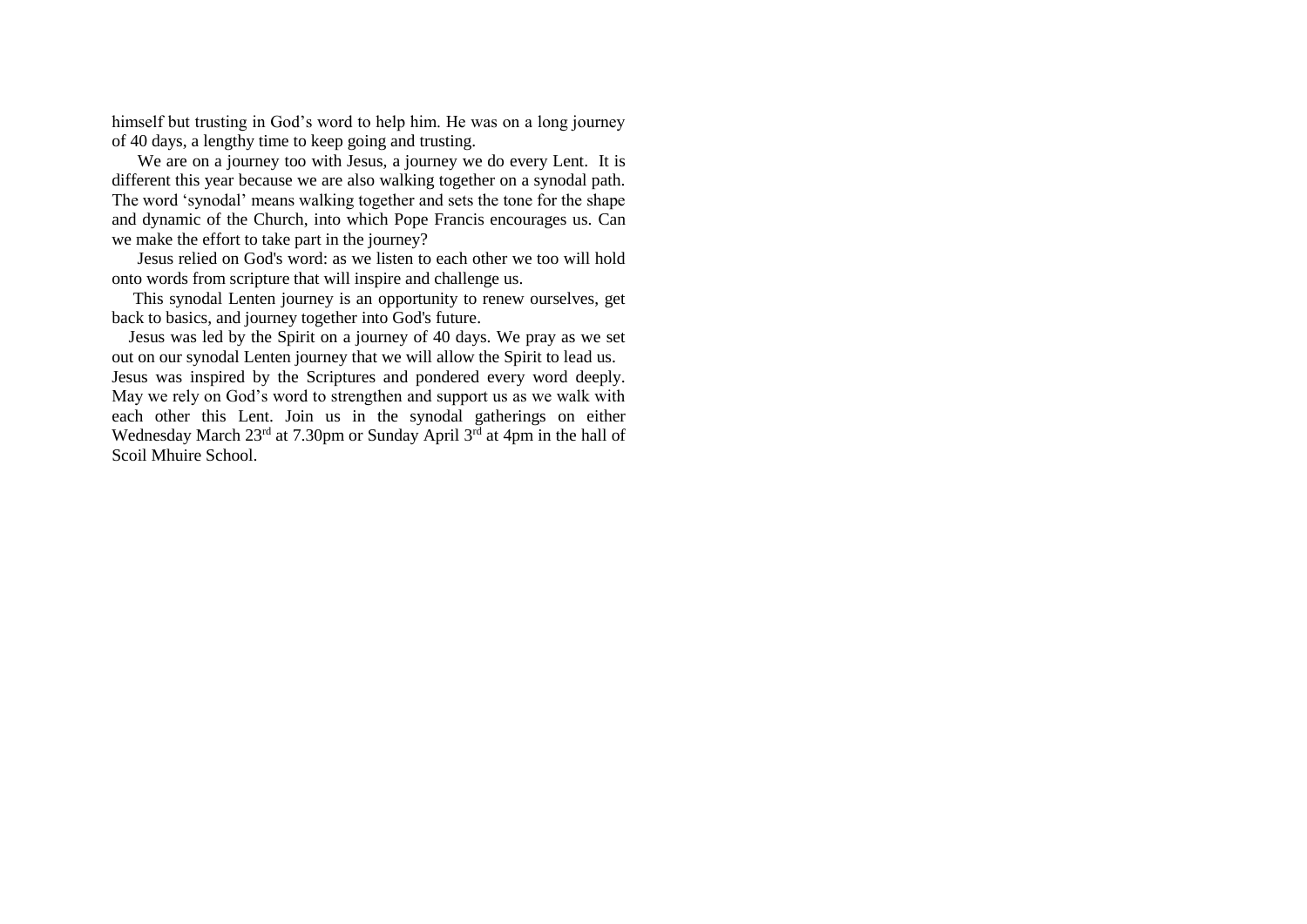himself but trusting in God's word to help him. He was on a long journey of 40 days, a lengthy time to keep going and trusting.

We are on a journey too with Jesus, a journey we do every Lent. It is different this year because we are also walking together on a synodal path. The word 'synodal' means walking together and sets the tone for the shape and dynamic of the Church, into which Pope Francis encourages us. Can we make the effort to take part in the journey?

Jesus relied on God's word: as we listen to each other we too will hold onto words from scripture that will inspire and challenge us.

This synodal Lenten journey is an opportunity to renew ourselves, get back to basics, and journey together into God's future.

Jesus was led by the Spirit on a journey of 40 days. We pray as we set out on our synodal Lenten journey that we will allow the Spirit to lead us. Jesus was inspired by the Scriptures and pondered every word deeply. May we rely on God's word to strengthen and support us as we walk with each other this Lent. Join us in the synodal gatherings on either Wednesday March 23rd at 7.30pm or Sunday April 3rd at 4pm in the hall of Scoil Mhuire School.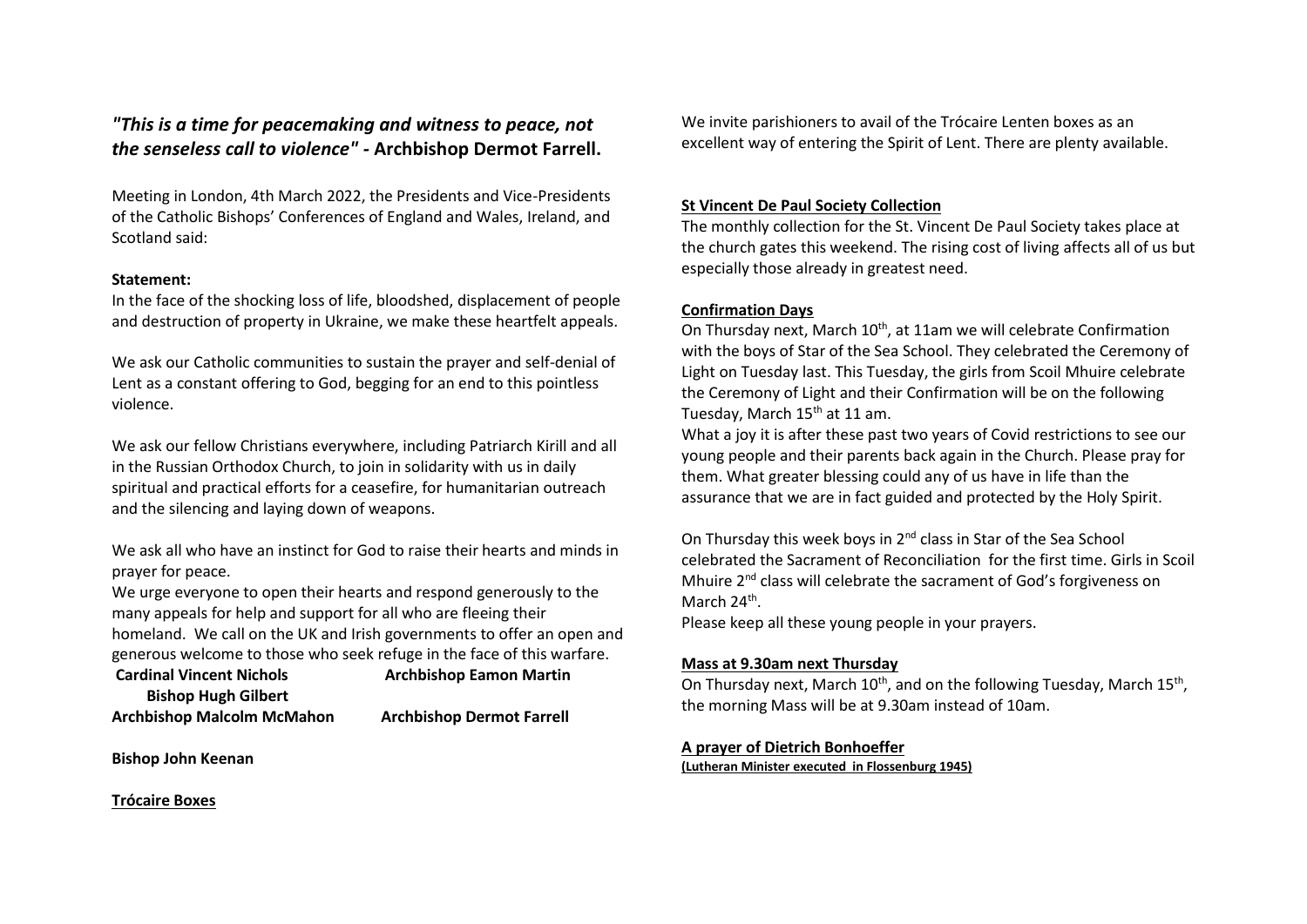## *"This is a time for peacemaking and witness to peace, not the senseless call to violence"* - **Archbishop Dermot Farrell.**

Meeting in London, 4th March 2022, the Presidents and Vice-Presidents of the Catholic Bishops' Conferences of England and Wales, Ireland, and Scotland said:

**Statement:**

In the face of the shocking loss of life, bloodshed, displacement of people and destruction of property in Ukraine, we make these heartfelt appeals.

We ask our Catholic communities to sustain the prayer and self-denial of Lent as a constant offering to God, begging for an end to this pointless violence.

We ask our fellow Christians everywhere, including Patriarch Kirill and all in the Russian Orthodox Church, to join in solidarity with us in daily spiritual and practical efforts for a ceasefire, for humanitarian outreach and the silencing and laying down of weapons.

We ask all who have an instinct for God to raise their hearts and minds in prayer for peace.

We urge everyone to open their hearts and respond generously to the many appeals for help and support for all who are fleeing their homeland. We call on the UK and Irish governments to offer an open and generous welcome to those who seek refuge in the face of this warfare.

**Cardinal Vincent Nichols** **Archbishop Eamon Martin**
**Bishop Hugh Gilbert**
**Archbishop Malcolm McMahon** **Archbishop Dermot Farrell**

**Bishop John Keenan**

**Trócaire Boxes**

We invite parishioners to avail of the Trócaire Lenten boxes as an excellent way of entering the Spirit of Lent. There are plenty available.

**St Vincent De Paul Society Collection**

The monthly collection for the St. Vincent De Paul Society takes place at the church gates this weekend. The rising cost of living affects all of us but especially those already in greatest need.

**Confirmation Days**

On Thursday next, March 10th, at 11am we will celebrate Confirmation with the boys of Star of the Sea School. They celebrated the Ceremony of Light on Tuesday last. This Tuesday, the girls from Scoil Mhuire celebrate the Ceremony of Light and their Confirmation will be on the following Tuesday, March 15th at 11 am.

What a joy it is after these past two years of Covid restrictions to see our young people and their parents back again in the Church. Please pray for them. What greater blessing could any of us have in life than the assurance that we are in fact guided and protected by the Holy Spirit.

On Thursday this week boys in 2nd class in Star of the Sea School celebrated the Sacrament of Reconciliation for the first time. Girls in Scoil Mhuire 2nd class will celebrate the sacrament of God's forgiveness on March 24th.

Please keep all these young people in your prayers.

**Mass at 9.30am next Thursday**

On Thursday next, March 10th, and on the following Tuesday, March 15th, the morning Mass will be at 9.30am instead of 10am.

**A prayer of Dietrich Bonhoeffer**

**(Lutheran Minister executed in Flossenburg 1945)**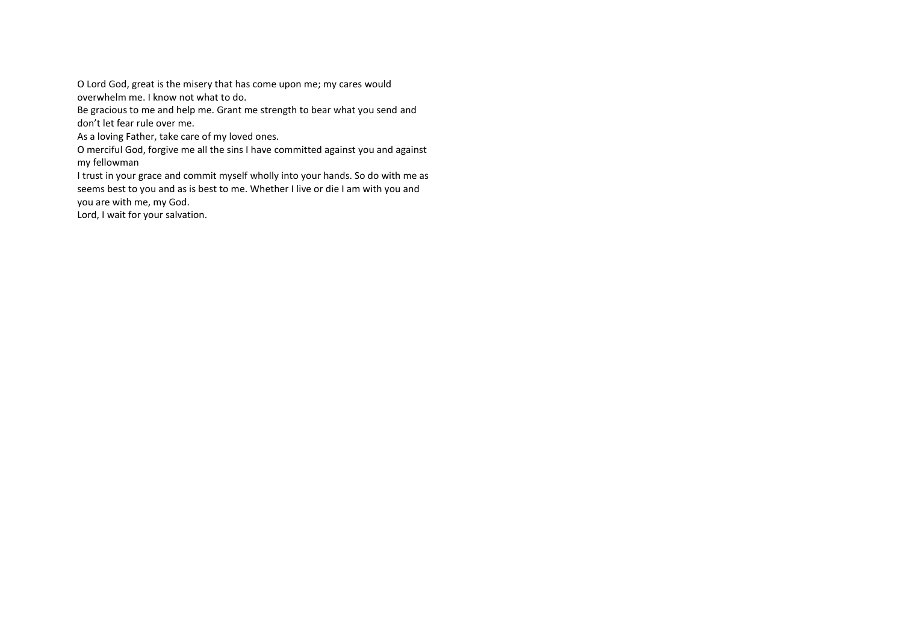O Lord God, great is the misery that has come upon me; my cares would overwhelm me. I know not what to do.

Be gracious to me and help me. Grant me strength to bear what you send and don't let fear rule over me.

As a loving Father, take care of my loved ones.

O merciful God, forgive me all the sins I have committed against you and against my fellowman

I trust in your grace and commit myself wholly into your hands. So do with me as seems best to you and as is best to me. Whether I live or die I am with you and you are with me, my God.

Lord, I wait for your salvation.